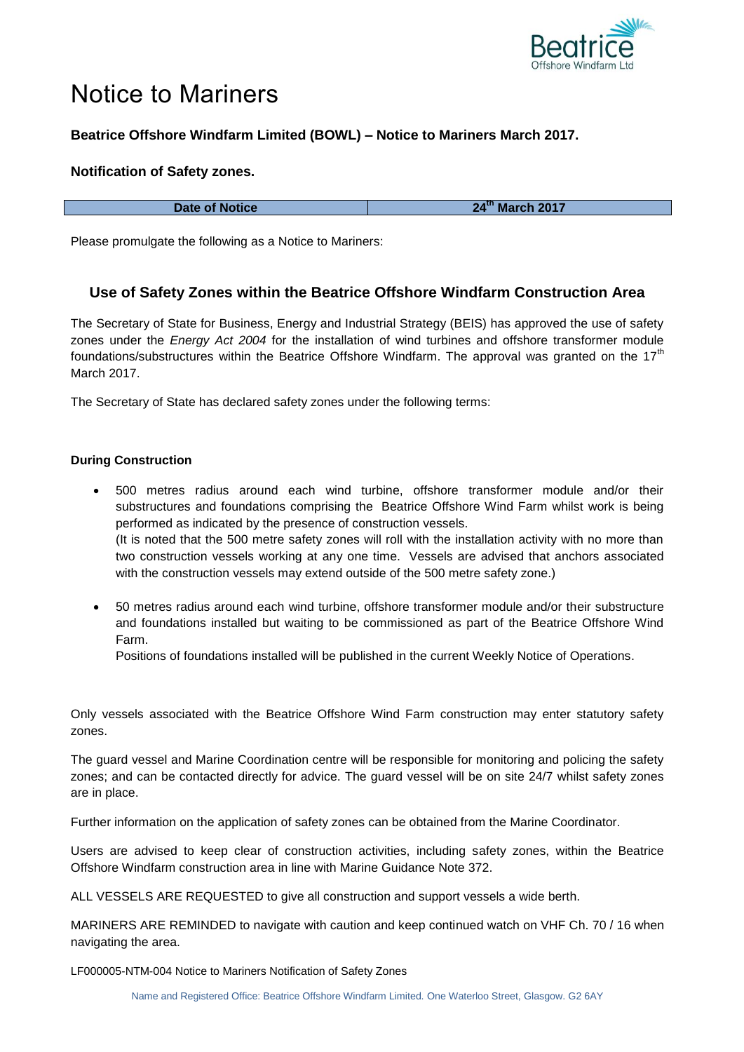# Notice to Mariners

**Beatrice Offshore Windfarm Limited (BOWL) – Notice to Mariners March 2017.**

**Notification of Safety zones.**

| Date of Notice | 24th March 2017 |
|---|---|

Please promulgate the following as a Notice to Mariners:

## Use of Safety Zones within the Beatrice Offshore Windfarm Construction Area

The Secretary of State for Business, Energy and Industrial Strategy (BEIS) has approved the use of safety zones under the *Energy Act 2004* for the installation of wind turbines and offshore transformer module foundations/substructures within the Beatrice Offshore Windfarm. The approval was granted on the 17th March 2017.

The Secretary of State has declared safety zones under the following terms:

**During Construction**

- 500 metres radius around each wind turbine, offshore transformer module and/or their substructures and foundations comprising the Beatrice Offshore Wind Farm whilst work is being performed as indicated by the presence of construction vessels.
  (It is noted that the 500 metre safety zones will roll with the installation activity with no more than two construction vessels working at any one time. Vessels are advised that anchors associated with the construction vessels may extend outside of the 500 metre safety zone.)

- 50 metres radius around each wind turbine, offshore transformer module and/or their substructure and foundations installed but waiting to be commissioned as part of the Beatrice Offshore Wind Farm.
  Positions of foundations installed will be published in the current Weekly Notice of Operations.

Only vessels associated with the Beatrice Offshore Wind Farm construction may enter statutory safety zones.

The guard vessel and Marine Coordination centre will be responsible for monitoring and policing the safety zones; and can be contacted directly for advice. The guard vessel will be on site 24/7 whilst safety zones are in place.

Further information on the application of safety zones can be obtained from the Marine Coordinator.

Users are advised to keep clear of construction activities, including safety zones, within the Beatrice Offshore Windfarm construction area in line with Marine Guidance Note 372.

ALL VESSELS ARE REQUESTED to give all construction and support vessels a wide berth.

MARINERS ARE REMINDED to navigate with caution and keep continued watch on VHF Ch. 70 / 16 when navigating the area.

LF000005-NTM-004 Notice to Mariners Notification of Safety Zones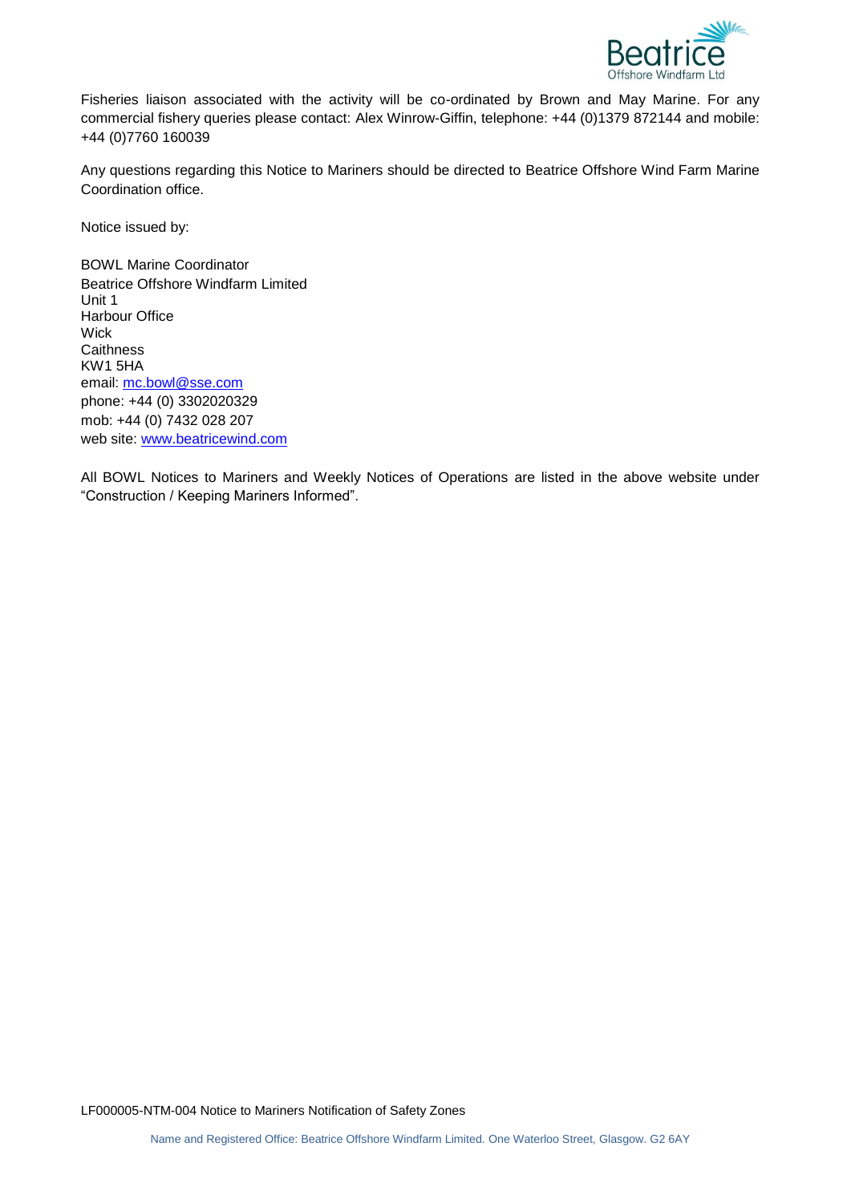Fisheries liaison associated with the activity will be co-ordinated by Brown and May Marine. For any commercial fishery queries please contact: Alex Winrow-Giffin, telephone: +44 (0)1379 872144 and mobile: +44 (0)7760 160039

Any questions regarding this Notice to Mariners should be directed to Beatrice Offshore Wind Farm Marine Coordination office.

Notice issued by:

BOWL Marine Coordinator
Beatrice Offshore Windfarm Limited
Unit 1
Harbour Office
Wick
Caithness
KW1 5HA
email: mc.bowl@sse.com
phone: +44 (0) 3302020329
mob: +44 (0) 7432 028 207
web site: www.beatricewind.com

All BOWL Notices to Mariners and Weekly Notices of Operations are listed in the above website under "Construction / Keeping Mariners Informed".